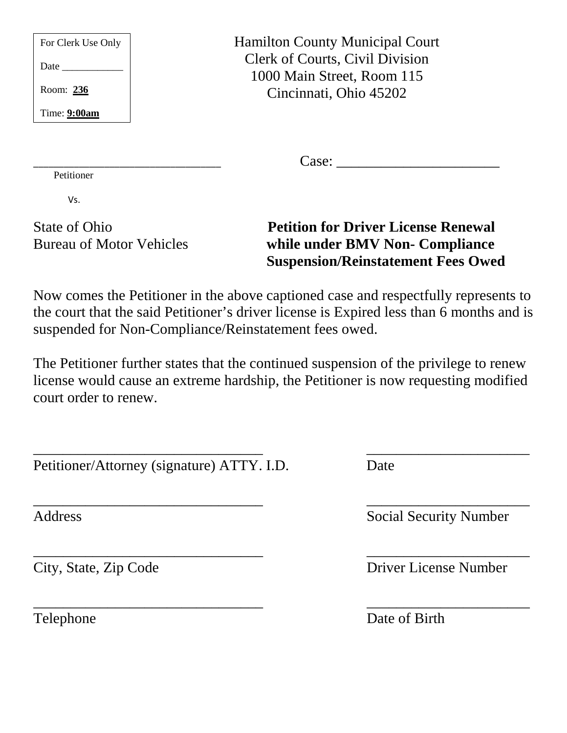| For Clerk Use Only |
| --- |
| Date ____________ |
| Room: **236** |
| Time: **9:00am** |

Hamilton County Municipal Court
Clerk of Courts, Civil Division
1000 Main Street, Room 115
Cincinnati, Ohio 45202

______________________________ Case: ________________________

Petitioner

Vs.

State of Ohio
Bureau of Motor Vehicles

**Petition for Driver License Renewal while under BMV Non- Compliance Suspension/Reinstatement Fees Owed**

Now comes the Petitioner in the above captioned case and respectfully represents to the court that the said Petitioner's driver license is Expired less than 6 months and is suspended for Non-Compliance/Reinstatement fees owed.

The Petitioner further states that the continued suspension of the privilege to renew license would cause an extreme hardship, the Petitioner is now requesting modified court order to renew.

________________________________ ________________________
Petitioner/Attorney (signature) ATTY. I.D. Date

________________________________ ________________________
Address Social Security Number

________________________________ ________________________
City, State, Zip Code Driver License Number

________________________________ ________________________
Telephone Date of Birth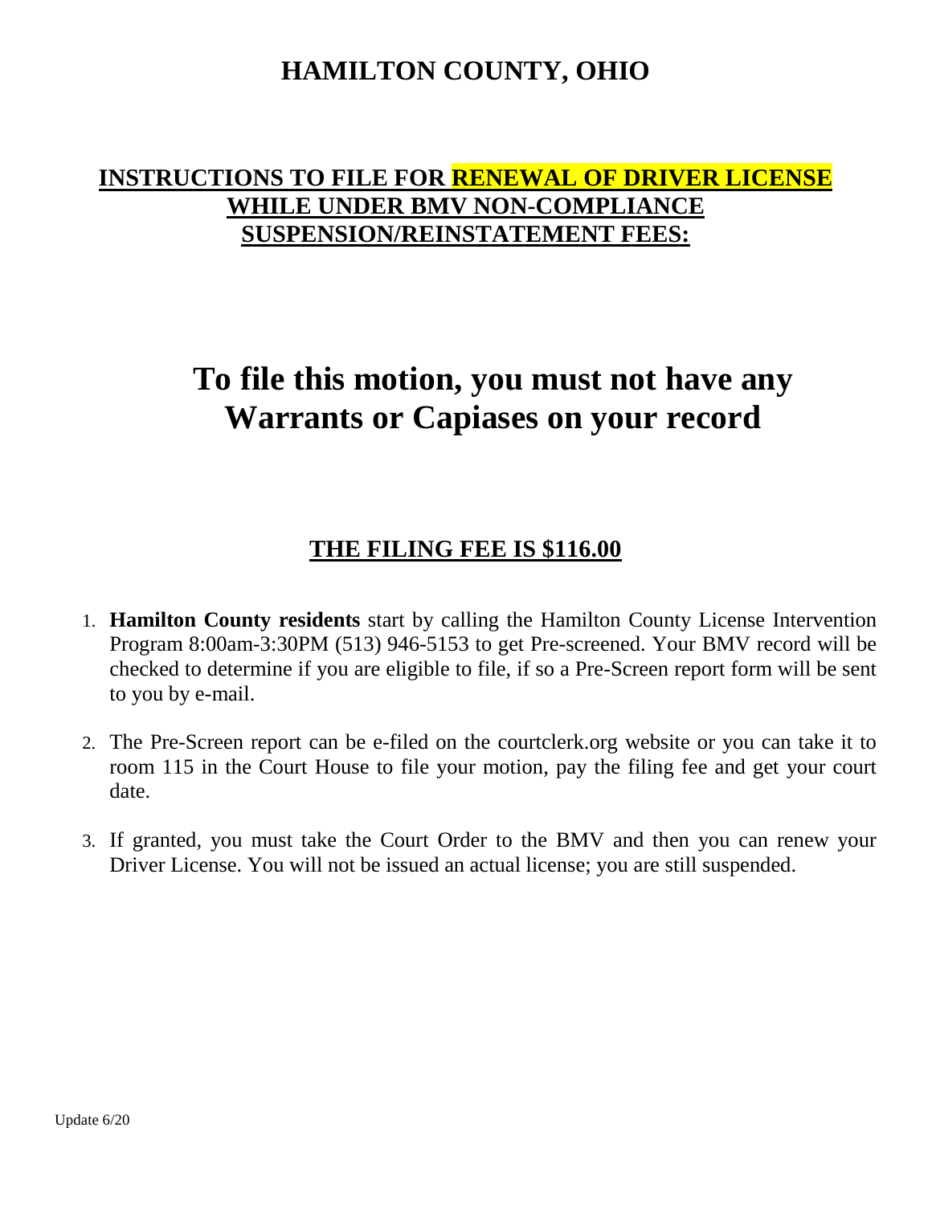# HAMILTON COUNTY, OHIO

## INSTRUCTIONS TO FILE FOR RENEWAL OF DRIVER LICENSE WHILE UNDER BMV NON-COMPLIANCE SUSPENSION/REINSTATEMENT FEES:

# To file this motion, you must not have any Warrants or Capiases on your record

## THE FILING FEE IS $116.00

1. **Hamilton County residents** start by calling the Hamilton County License Intervention Program 8:00am-3:30PM (513) 946-5153 to get Pre-screened. Your BMV record will be checked to determine if you are eligible to file, if so a Pre-Screen report form will be sent to you by e-mail.

2. The Pre-Screen report can be e-filed on the courtclerk.org website or you can take it to room 115 in the Court House to file your motion, pay the filing fee and get your court date.

3. If granted, you must take the Court Order to the BMV and then you can renew your Driver License. You will not be issued an actual license; you are still suspended.

Update 6/20